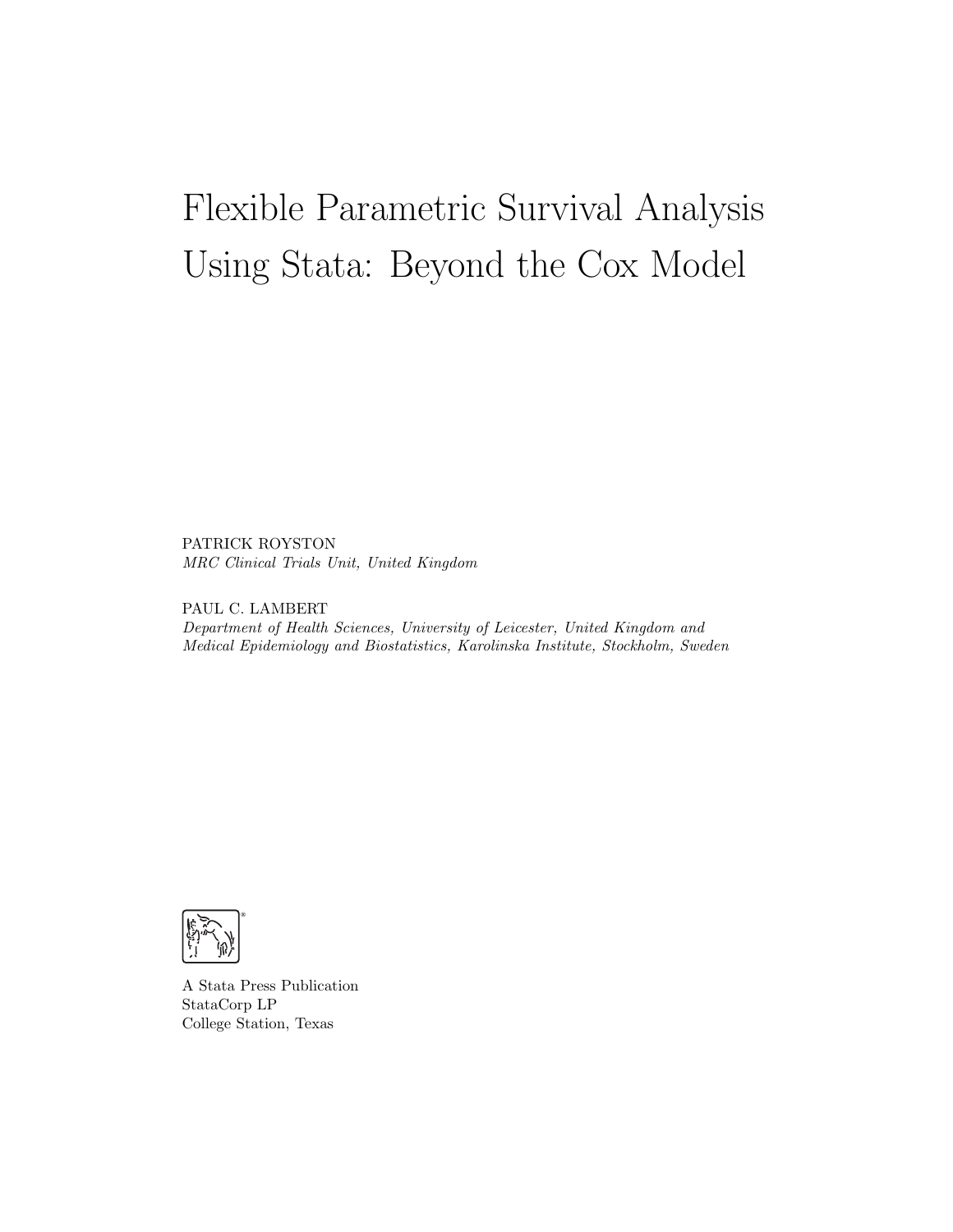# Flexible Parametric Survival Analysis Using Stata: Beyond the Cox Model

PATRICK ROYSTON
*MRC Clinical Trials Unit, United Kingdom*

PAUL C. LAMBERT
*Department of Health Sciences, University of Leicester, United Kingdom and Medical Epidemiology and Biostatistics, Karolinska Institute, Stockholm, Sweden*

A Stata Press Publication
StataCorp LP
College Station, Texas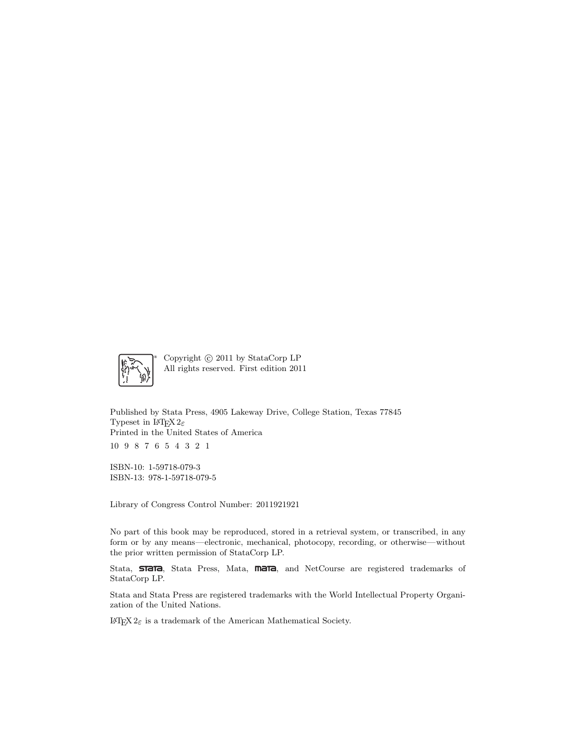Copyright © 2011 by StataCorp LP
All rights reserved. First edition 2011

Published by Stata Press, 4905 Lakeway Drive, College Station, Texas 77845
Typeset in LaTeX $2_\varepsilon$
Printed in the United States of America

10 9 8 7 6 5 4 3 2 1

ISBN-10: 1-59718-079-3
ISBN-13: 978-1-59718-079-5

Library of Congress Control Number: 2011921921

No part of this book may be reproduced, stored in a retrieval system, or transcribed, in any form or by any means—electronic, mechanical, photocopy, recording, or otherwise—without the prior written permission of StataCorp LP.

Stata, **STATA**, Stata Press, Mata, **MATA**, and NetCourse are registered trademarks of StataCorp LP.

Stata and Stata Press are registered trademarks with the World Intellectual Property Organization of the United Nations.

LaTeX $2_\varepsilon$ is a trademark of the American Mathematical Society.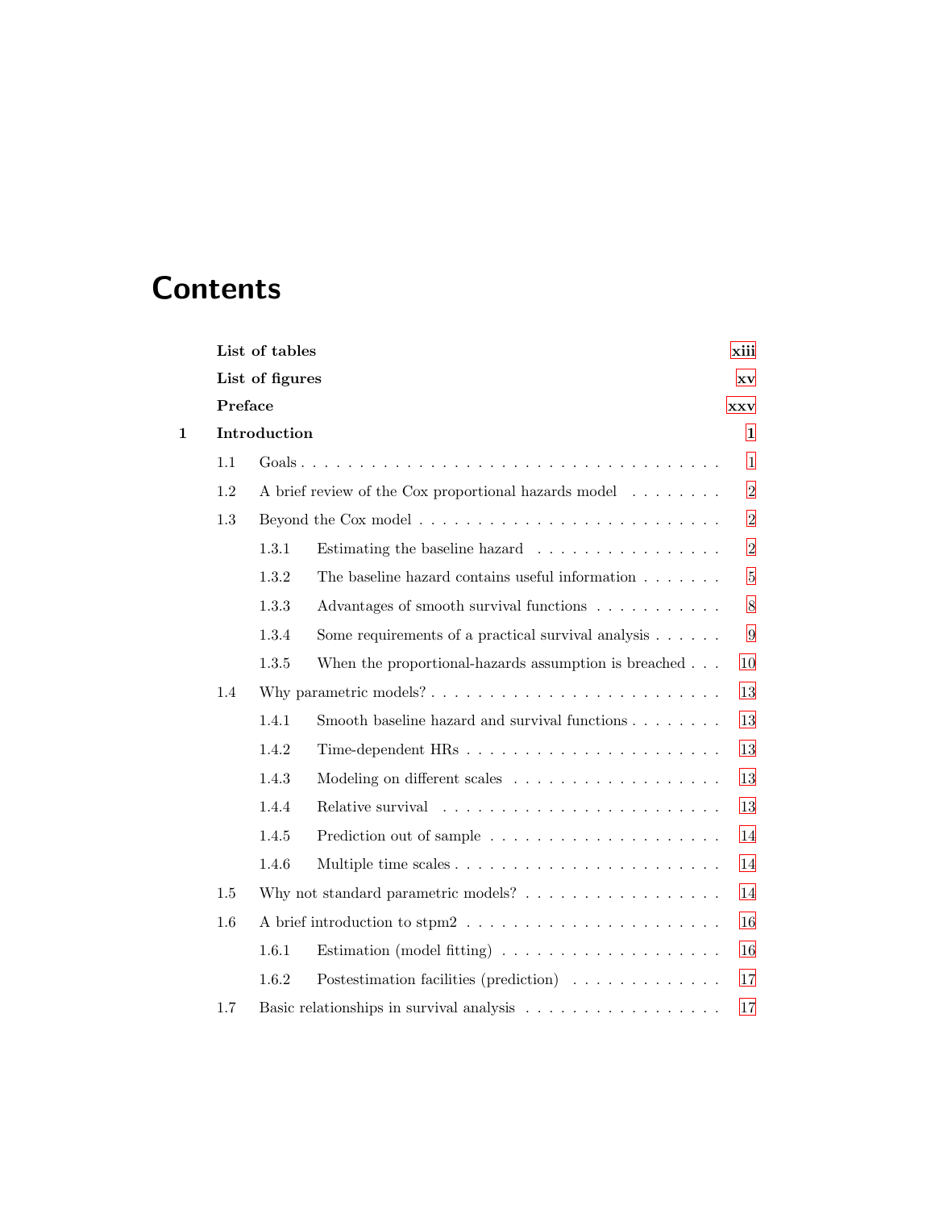# Contents

| | | |
|---|---|---|
| | **List of tables** | **xiii** |
| | **List of figures** | **xv** |
| | **Preface** | **xxv** |
| **1** | **Introduction** | **1** |
| 1.1 | Goals | 1 |
| 1.2 | A brief review of the Cox proportional hazards model | 2 |
| 1.3 | Beyond the Cox model | 2 |
| 1.3.1 | Estimating the baseline hazard | 2 |
| 1.3.2 | The baseline hazard contains useful information | 5 |
| 1.3.3 | Advantages of smooth survival functions | 8 |
| 1.3.4 | Some requirements of a practical survival analysis | 9 |
| 1.3.5 | When the proportional-hazards assumption is breached | 10 |
| 1.4 | Why parametric models? | 13 |
| 1.4.1 | Smooth baseline hazard and survival functions | 13 |
| 1.4.2 | Time-dependent HRs | 13 |
| 1.4.3 | Modeling on different scales | 13 |
| 1.4.4 | Relative survival | 13 |
| 1.4.5 | Prediction out of sample | 14 |
| 1.4.6 | Multiple time scales | 14 |
| 1.5 | Why not standard parametric models? | 14 |
| 1.6 | A brief introduction to stpm2 | 16 |
| 1.6.1 | Estimation (model fitting) | 16 |
| 1.6.2 | Postestimation facilities (prediction) | 17 |
| 1.7 | Basic relationships in survival analysis | 17 |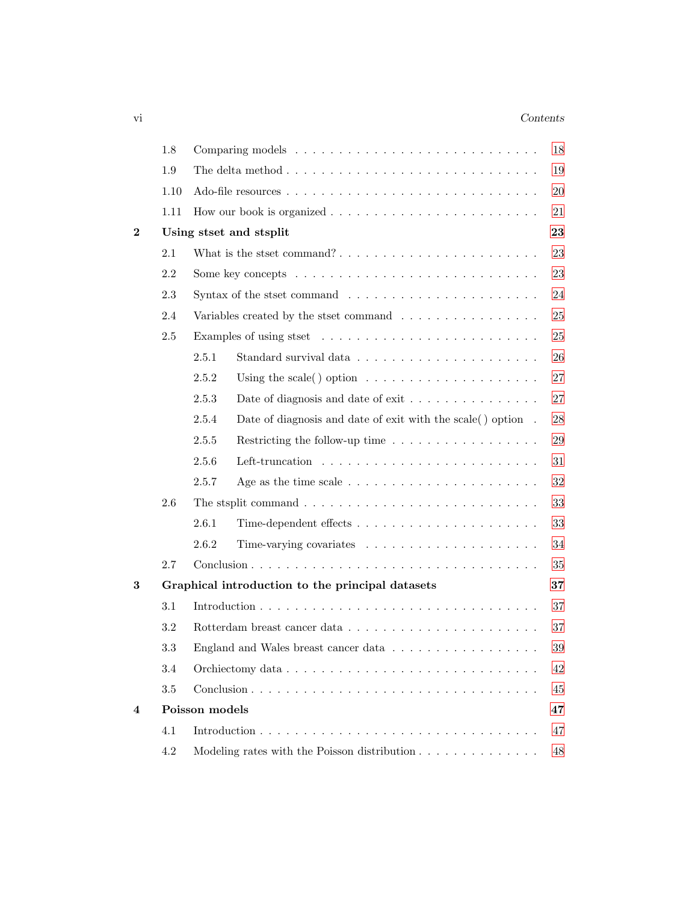| | | |
|---|---|---|
| 1.8 | Comparing models | 18 |
| 1.9 | The delta method | 19 |
| 1.10 | Ado-file resources | 20 |
| 1.11 | How our book is organized | 21 |
| **2** | **Using stset and stsplit** | **23** |
| 2.1 | What is the stset command? | 23 |
| 2.2 | Some key concepts | 23 |
| 2.3 | Syntax of the stset command | 24 |
| 2.4 | Variables created by the stset command | 25 |
| 2.5 | Examples of using stset | 25 |
| 2.5.1 | Standard survival data | 26 |
| 2.5.2 | Using the scale( ) option | 27 |
| 2.5.3 | Date of diagnosis and date of exit | 27 |
| 2.5.4 | Date of diagnosis and date of exit with the scale( ) option | 28 |
| 2.5.5 | Restricting the follow-up time | 29 |
| 2.5.6 | Left-truncation | 31 |
| 2.5.7 | Age as the time scale | 32 |
| 2.6 | The stsplit command | 33 |
| 2.6.1 | Time-dependent effects | 33 |
| 2.6.2 | Time-varying covariates | 34 |
| 2.7 | Conclusion | 35 |
| **3** | **Graphical introduction to the principal datasets** | **37** |
| 3.1 | Introduction | 37 |
| 3.2 | Rotterdam breast cancer data | 37 |
| 3.3 | England and Wales breast cancer data | 39 |
| 3.4 | Orchiectomy data | 42 |
| 3.5 | Conclusion | 45 |
| **4** | **Poisson models** | **47** |
| 4.1 | Introduction | 47 |
| 4.2 | Modeling rates with the Poisson distribution | 48 |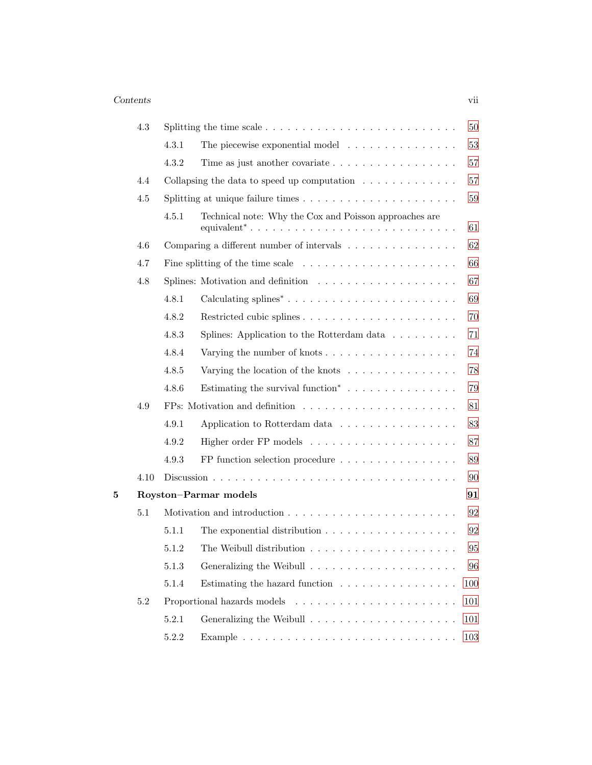| | | |
|---|---|---|
| 4.3 | Splitting the time scale | 50 |
| | 4.3.1 The piecewise exponential model | 53 |
| | 4.3.2 Time as just another covariate | 57 |
| 4.4 | Collapsing the data to speed up computation | 57 |
| 4.5 | Splitting at unique failure times | 59 |
| | 4.5.1 Technical note: Why the Cox and Poisson approaches are equivalent* | 61 |
| 4.6 | Comparing a different number of intervals | 62 |
| 4.7 | Fine splitting of the time scale | 66 |
| 4.8 | Splines: Motivation and definition | 67 |
| | 4.8.1 Calculating splines* | 69 |
| | 4.8.2 Restricted cubic splines | 70 |
| | 4.8.3 Splines: Application to the Rotterdam data | 71 |
| | 4.8.4 Varying the number of knots | 74 |
| | 4.8.5 Varying the location of the knots | 78 |
| | 4.8.6 Estimating the survival function* | 79 |
| 4.9 | FPs: Motivation and definition | 81 |
| | 4.9.1 Application to Rotterdam data | 83 |
| | 4.9.2 Higher order FP models | 87 |
| | 4.9.3 FP function selection procedure | 89 |
| 4.10 | Discussion | 90 |
| **5** | **Royston–Parmar models** | **91** |
| 5.1 | Motivation and introduction | 92 |
| | 5.1.1 The exponential distribution | 92 |
| | 5.1.2 The Weibull distribution | 95 |
| | 5.1.3 Generalizing the Weibull | 96 |
| | 5.1.4 Estimating the hazard function | 100 |
| 5.2 | Proportional hazards models | 101 |
| | 5.2.1 Generalizing the Weibull | 101 |
| | 5.2.2 Example | 103 |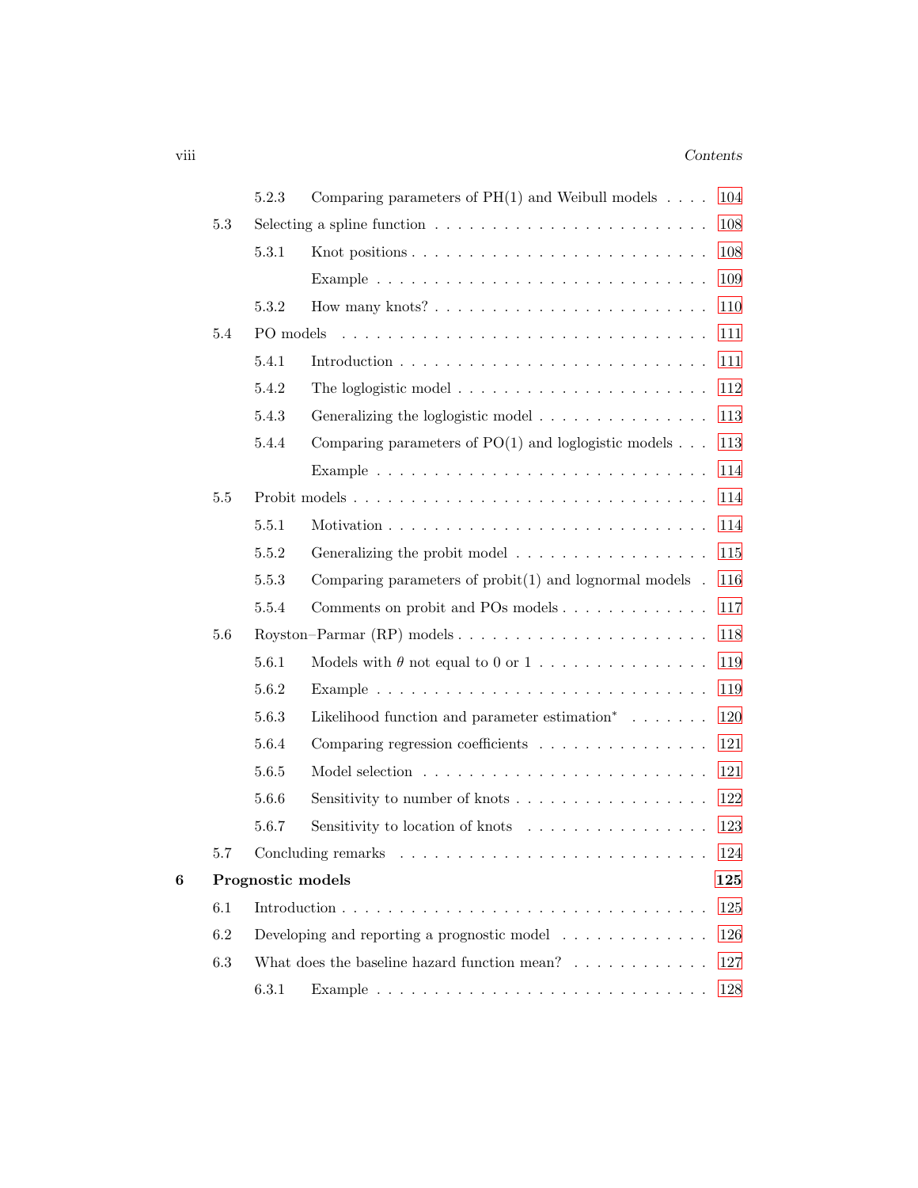- 5.2.3 Comparing parameters of PH(1) and Weibull models . . . . 104
- 5.3 Selecting a spline function . . . . . . . . . . . . . . . . . . . . . . 108
  - 5.3.1 Knot positions . . . . . . . . . . . . . . . . . . . . . . . . 108
    - Example . . . . . . . . . . . . . . . . . . . . . . . . . . . . 109
  - 5.3.2 How many knots? . . . . . . . . . . . . . . . . . . . . . . 110
- 5.4 PO models . . . . . . . . . . . . . . . . . . . . . . . . . . . . . . 111
  - 5.4.1 Introduction . . . . . . . . . . . . . . . . . . . . . . . . . 111
  - 5.4.2 The loglogistic model . . . . . . . . . . . . . . . . . . . . 112
  - 5.4.3 Generalizing the loglogistic model . . . . . . . . . . . . . . 113
  - 5.4.4 Comparing parameters of PO(1) and loglogistic models . . . 113
    - Example . . . . . . . . . . . . . . . . . . . . . . . . . . . . 114
- 5.5 Probit models . . . . . . . . . . . . . . . . . . . . . . . . . . . . 114
  - 5.5.1 Motivation . . . . . . . . . . . . . . . . . . . . . . . . . . 114
  - 5.5.2 Generalizing the probit model . . . . . . . . . . . . . . . . 115
  - 5.5.3 Comparing parameters of probit(1) and lognormal models . 116
  - 5.5.4 Comments on probit and POs models . . . . . . . . . . . . . 117
- 5.6 Royston–Parmar (RP) models . . . . . . . . . . . . . . . . . . . . 118
  - 5.6.1 Models with $\theta$ not equal to 0 or 1 . . . . . . . . . . . . . . 119
  - 5.6.2 Example . . . . . . . . . . . . . . . . . . . . . . . . . . . . 119
  - 5.6.3 Likelihood function and parameter estimation* . . . . . . . 120
  - 5.6.4 Comparing regression coefficients . . . . . . . . . . . . . . 121
  - 5.6.5 Model selection . . . . . . . . . . . . . . . . . . . . . . . . 121
  - 5.6.6 Sensitivity to number of knots . . . . . . . . . . . . . . . . 122
  - 5.6.7 Sensitivity to location of knots . . . . . . . . . . . . . . . 123
- 5.7 Concluding remarks . . . . . . . . . . . . . . . . . . . . . . . . . 124

**6 Prognostic models** **125**

- 6.1 Introduction . . . . . . . . . . . . . . . . . . . . . . . . . . . . . 125
- 6.2 Developing and reporting a prognostic model . . . . . . . . . . . . 126
- 6.3 What does the baseline hazard function mean? . . . . . . . . . . . 127
  - 6.3.1 Example . . . . . . . . . . . . . . . . . . . . . . . . . . . . 128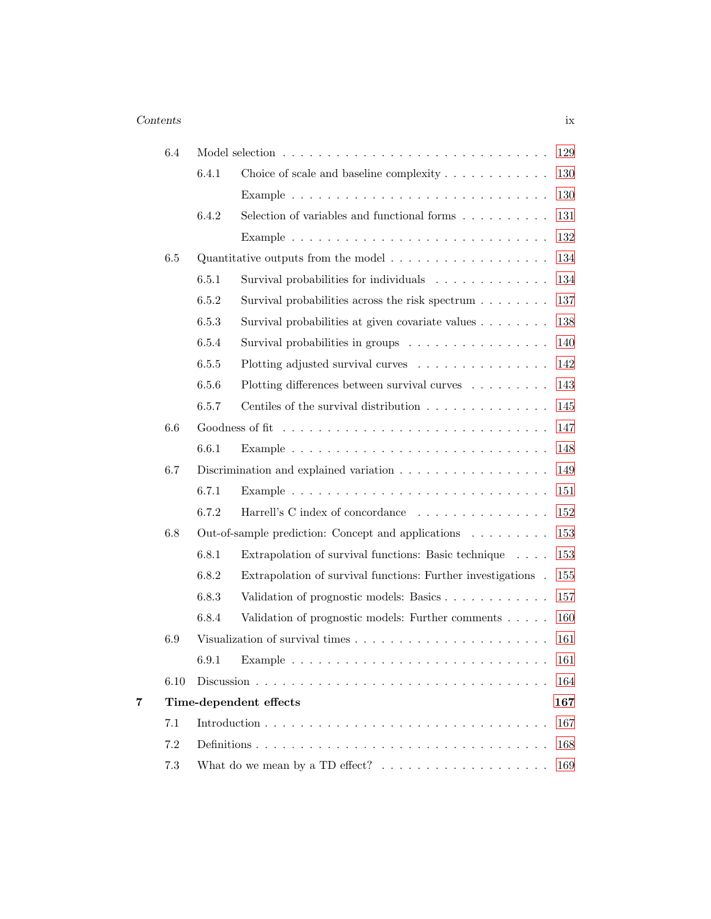| | | |
|---|---|---|
| 6.4 | Model selection | 129 |
| 6.4.1 | Choice of scale and baseline complexity | 130 |
| | Example | 130 |
| 6.4.2 | Selection of variables and functional forms | 131 |
| | Example | 132 |
| 6.5 | Quantitative outputs from the model | 134 |
| 6.5.1 | Survival probabilities for individuals | 134 |
| 6.5.2 | Survival probabilities across the risk spectrum | 137 |
| 6.5.3 | Survival probabilities at given covariate values | 138 |
| 6.5.4 | Survival probabilities in groups | 140 |
| 6.5.5 | Plotting adjusted survival curves | 142 |
| 6.5.6 | Plotting differences between survival curves | 143 |
| 6.5.7 | Centiles of the survival distribution | 145 |
| 6.6 | Goodness of fit | 147 |
| 6.6.1 | Example | 148 |
| 6.7 | Discrimination and explained variation | 149 |
| 6.7.1 | Example | 151 |
| 6.7.2 | Harrell's C index of concordance | 152 |
| 6.8 | Out-of-sample prediction: Concept and applications | 153 |
| 6.8.1 | Extrapolation of survival functions: Basic technique | 153 |
| 6.8.2 | Extrapolation of survival functions: Further investigations | 155 |
| 6.8.3 | Validation of prognostic models: Basics | 157 |
| 6.8.4 | Validation of prognostic models: Further comments | 160 |
| 6.9 | Visualization of survival times | 161 |
| 6.9.1 | Example | 161 |
| 6.10 | Discussion | 164 |
| **7** | **Time-dependent effects** | **167** |
| 7.1 | Introduction | 167 |
| 7.2 | Definitions | 168 |
| 7.3 | What do we mean by a TD effect? | 169 |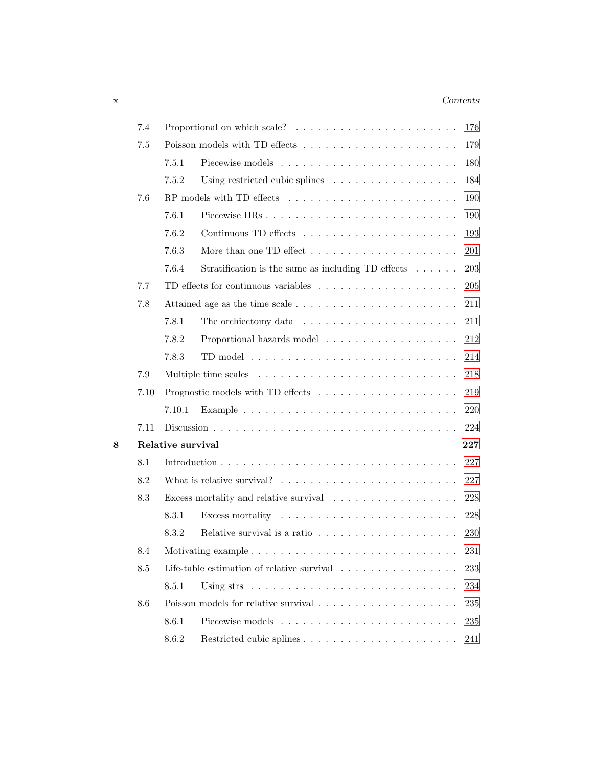| | | |
|---|---|---|
| 7.4 | Proportional on which scale? | 176 |
| 7.5 | Poisson models with TD effects | 179 |
| 7.5.1 | Piecewise models | 180 |
| 7.5.2 | Using restricted cubic splines | 184 |
| 7.6 | RP models with TD effects | 190 |
| 7.6.1 | Piecewise HRs | 190 |
| 7.6.2 | Continuous TD effects | 193 |
| 7.6.3 | More than one TD effect | 201 |
| 7.6.4 | Stratification is the same as including TD effects | 203 |
| 7.7 | TD effects for continuous variables | 205 |
| 7.8 | Attained age as the time scale | 211 |
| 7.8.1 | The orchiectomy data | 211 |
| 7.8.2 | Proportional hazards model | 212 |
| 7.8.3 | TD model | 214 |
| 7.9 | Multiple time scales | 218 |
| 7.10 | Prognostic models with TD effects | 219 |
| 7.10.1 | Example | 220 |
| 7.11 | Discussion | 224 |
| **8** | **Relative survival** | **227** |
| 8.1 | Introduction | 227 |
| 8.2 | What is relative survival? | 227 |
| 8.3 | Excess mortality and relative survival | 228 |
| 8.3.1 | Excess mortality | 228 |
| 8.3.2 | Relative survival is a ratio | 230 |
| 8.4 | Motivating example | 231 |
| 8.5 | Life-table estimation of relative survival | 233 |
| 8.5.1 | Using strs | 234 |
| 8.6 | Poisson models for relative survival | 235 |
| 8.6.1 | Piecewise models | 235 |
| 8.6.2 | Restricted cubic splines | 241 |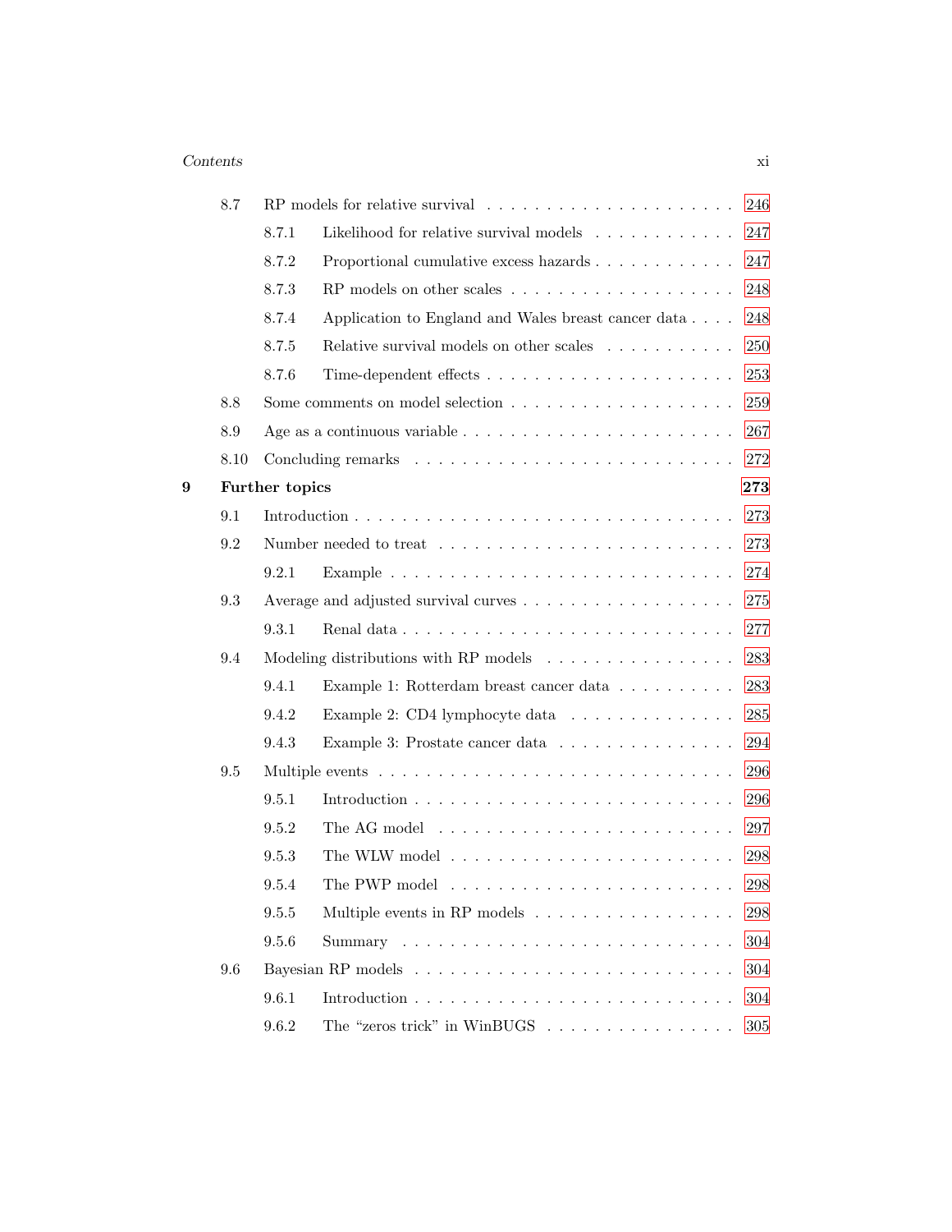- 8.7 RP models for relative survival . . . . . 246
  - 8.7.1 Likelihood for relative survival models . . . . . 247
  - 8.7.2 Proportional cumulative excess hazards . . . . . 247
  - 8.7.3 RP models on other scales . . . . . 248
  - 8.7.4 Application to England and Wales breast cancer data . . . . . 248
  - 8.7.5 Relative survival models on other scales . . . . . 250
  - 8.7.6 Time-dependent effects . . . . . 253
- 8.8 Some comments on model selection . . . . . 259
- 8.9 Age as a continuous variable . . . . . 267
- 8.10 Concluding remarks . . . . . 272

**9 Further topics** **273**

- 9.1 Introduction . . . . . 273
- 9.2 Number needed to treat . . . . . 273
  - 9.2.1 Example . . . . . 274
- 9.3 Average and adjusted survival curves . . . . . 275
  - 9.3.1 Renal data . . . . . 277
- 9.4 Modeling distributions with RP models . . . . . 283
  - 9.4.1 Example 1: Rotterdam breast cancer data . . . . . 283
  - 9.4.2 Example 2: CD4 lymphocyte data . . . . . 285
  - 9.4.3 Example 3: Prostate cancer data . . . . . 294
- 9.5 Multiple events . . . . . 296
  - 9.5.1 Introduction . . . . . 296
  - 9.5.2 The AG model . . . . . 297
  - 9.5.3 The WLW model . . . . . 298
  - 9.5.4 The PWP model . . . . . 298
  - 9.5.5 Multiple events in RP models . . . . . 298
  - 9.5.6 Summary . . . . . 304
- 9.6 Bayesian RP models . . . . . 304
  - 9.6.1 Introduction . . . . . 304
  - 9.6.2 The "zeros trick" in WinBUGS . . . . . 305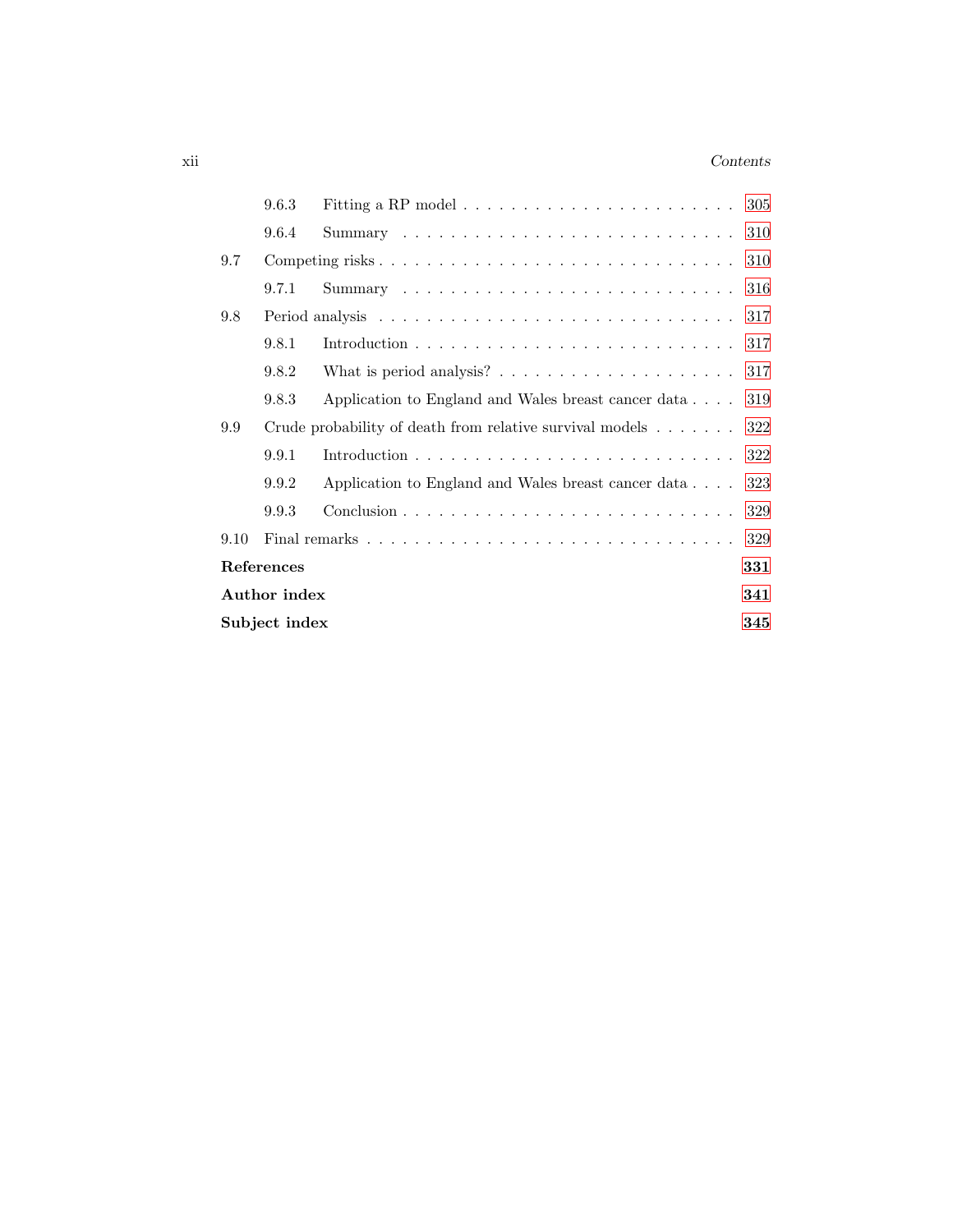- 9.6.3 Fitting a RP model . . . . . . . . . . . . . . . . . . . . . . . . 305
- 9.6.4 Summary . . . . . . . . . . . . . . . . . . . . . . . . . . . 310

9.7 Competing risks . . . . . . . . . . . . . . . . . . . . . . . . . . . . . 310

- 9.7.1 Summary . . . . . . . . . . . . . . . . . . . . . . . . . . . 316

9.8 Period analysis . . . . . . . . . . . . . . . . . . . . . . . . . . . . . 317

- 9.8.1 Introduction . . . . . . . . . . . . . . . . . . . . . . . . . . 317
- 9.8.2 What is period analysis? . . . . . . . . . . . . . . . . . . . 317
- 9.8.3 Application to England and Wales breast cancer data . . . . 319

9.9 Crude probability of death from relative survival models . . . . . . . 322

- 9.9.1 Introduction . . . . . . . . . . . . . . . . . . . . . . . . . . 322
- 9.9.2 Application to England and Wales breast cancer data . . . . 323
- 9.9.3 Conclusion . . . . . . . . . . . . . . . . . . . . . . . . . . . 329

9.10 Final remarks . . . . . . . . . . . . . . . . . . . . . . . . . . . . . 329

**References** **331**

**Author index** **341**

**Subject index** **345**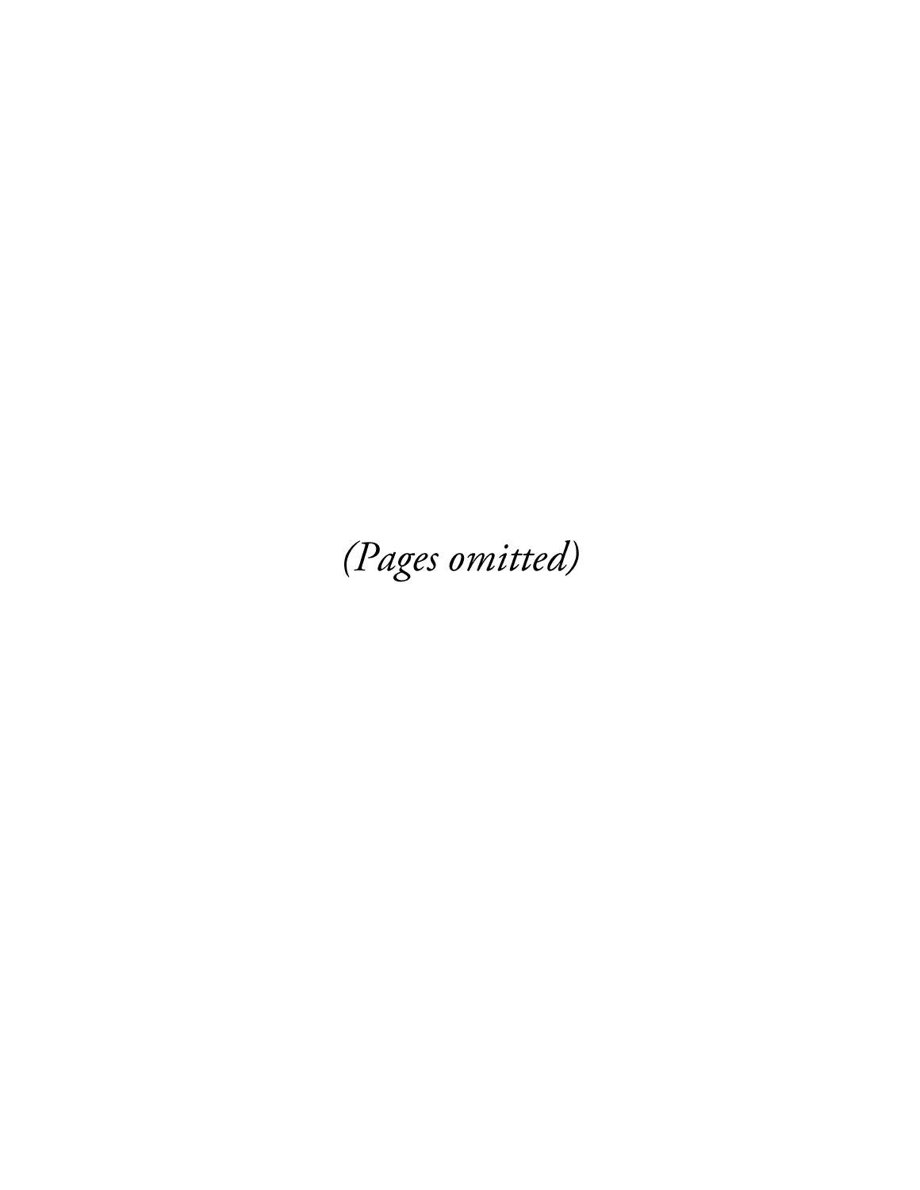*(Pages omitted)*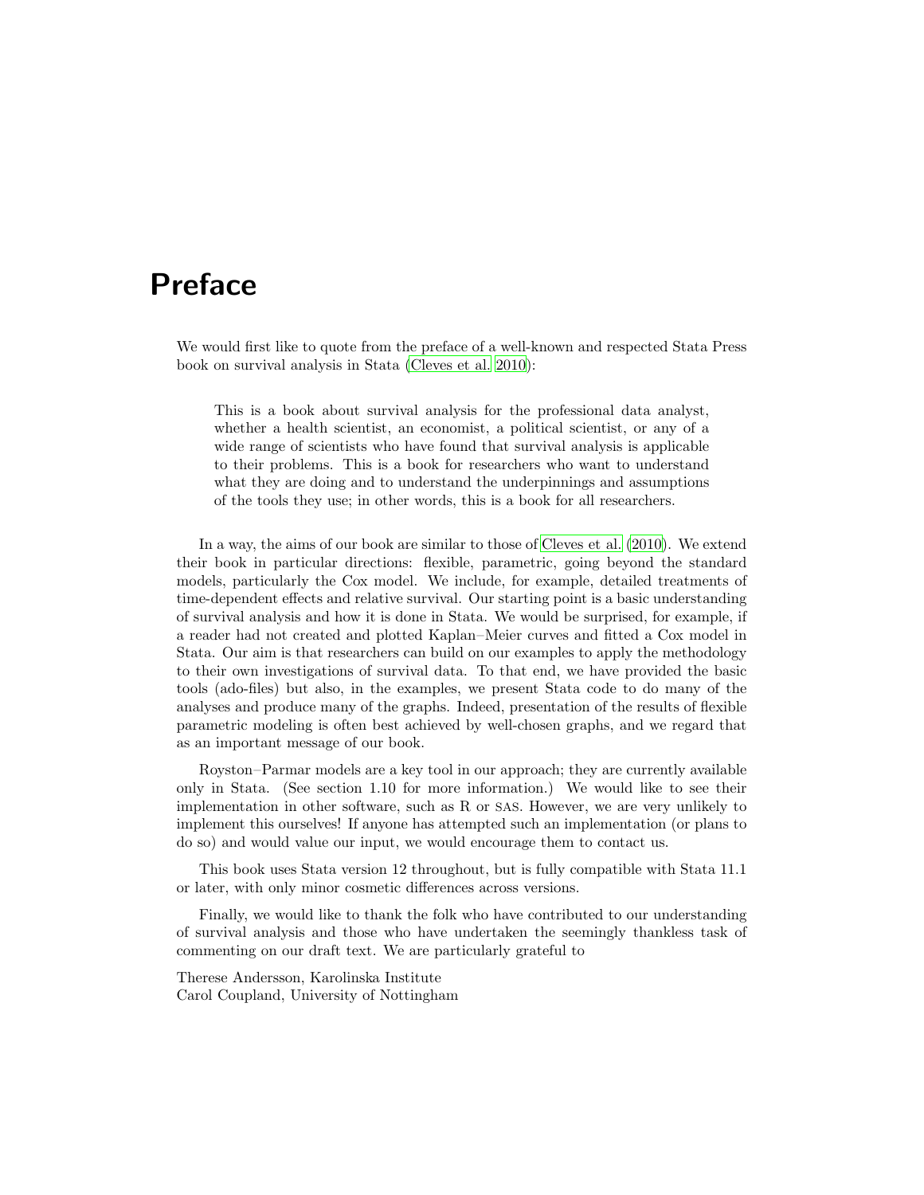# Preface

We would first like to quote from the preface of a well-known and respected Stata Press book on survival analysis in Stata (Cleves et al. 2010):

> This is a book about survival analysis for the professional data analyst, whether a health scientist, an economist, a political scientist, or any of a wide range of scientists who have found that survival analysis is applicable to their problems. This is a book for researchers who want to understand what they are doing and to understand the underpinnings and assumptions of the tools they use; in other words, this is a book for all researchers.

In a way, the aims of our book are similar to those of Cleves et al. (2010). We extend their book in particular directions: flexible, parametric, going beyond the standard models, particularly the Cox model. We include, for example, detailed treatments of time-dependent effects and relative survival. Our starting point is a basic understanding of survival analysis and how it is done in Stata. We would be surprised, for example, if a reader had not created and plotted Kaplan–Meier curves and fitted a Cox model in Stata. Our aim is that researchers can build on our examples to apply the methodology to their own investigations of survival data. To that end, we have provided the basic tools (ado-files) but also, in the examples, we present Stata code to do many of the analyses and produce many of the graphs. Indeed, presentation of the results of flexible parametric modeling is often best achieved by well-chosen graphs, and we regard that as an important message of our book.

Royston–Parmar models are a key tool in our approach; they are currently available only in Stata. (See section 1.10 for more information.) We would like to see their implementation in other software, such as R or SAS. However, we are very unlikely to implement this ourselves! If anyone has attempted such an implementation (or plans to do so) and would value our input, we would encourage them to contact us.

This book uses Stata version 12 throughout, but is fully compatible with Stata 11.1 or later, with only minor cosmetic differences across versions.

Finally, we would like to thank the folk who have contributed to our understanding of survival analysis and those who have undertaken the seemingly thankless task of commenting on our draft text. We are particularly grateful to

Therese Andersson, Karolinska Institute
Carol Coupland, University of Nottingham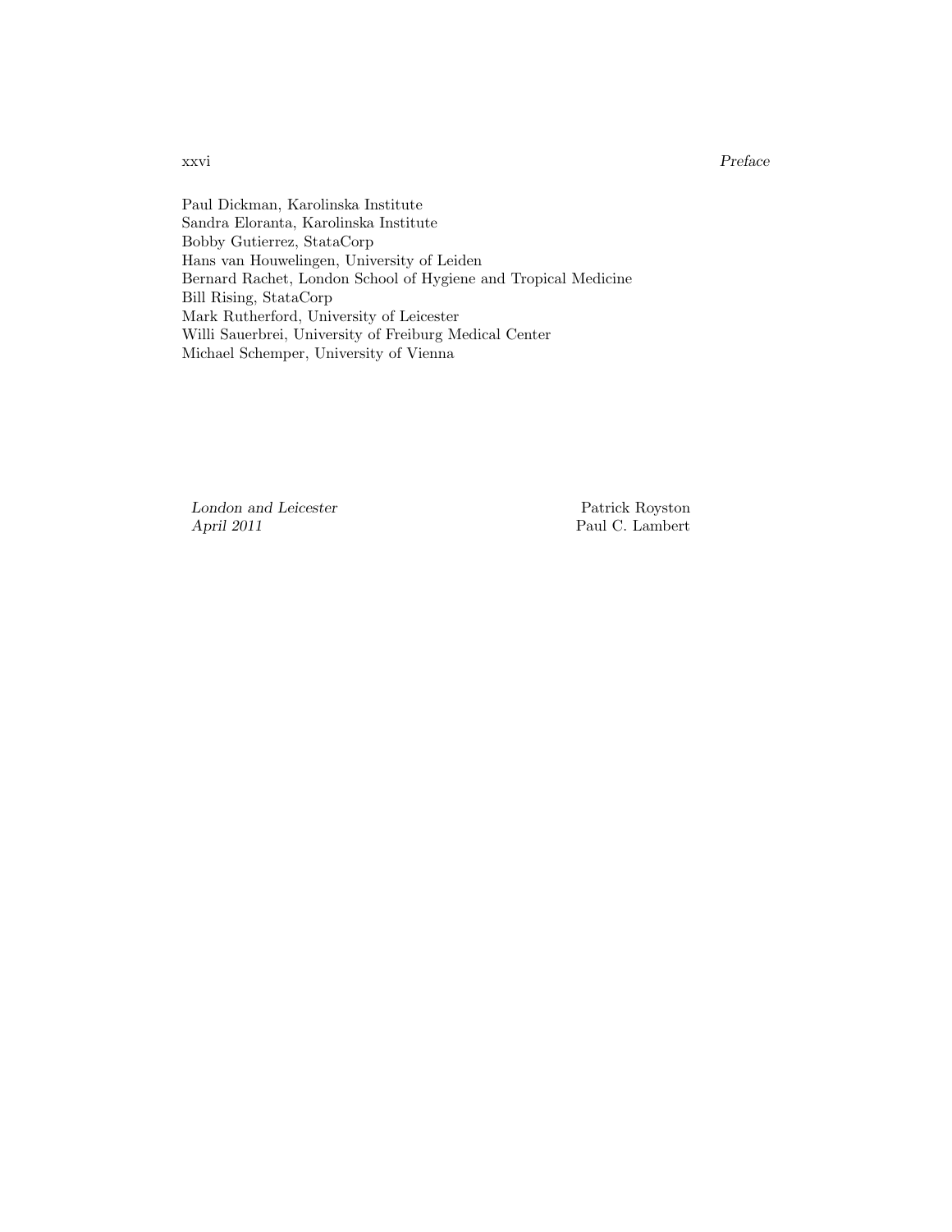Paul Dickman, Karolinska Institute
Sandra Eloranta, Karolinska Institute
Bobby Gutierrez, StataCorp
Hans van Houwelingen, University of Leiden
Bernard Rachet, London School of Hygiene and Tropical Medicine
Bill Rising, StataCorp
Mark Rutherford, University of Leicester
Willi Sauerbrei, University of Freiburg Medical Center
Michael Schemper, University of Vienna

*London and Leicester*
*April 2011*

Patrick Royston
Paul C. Lambert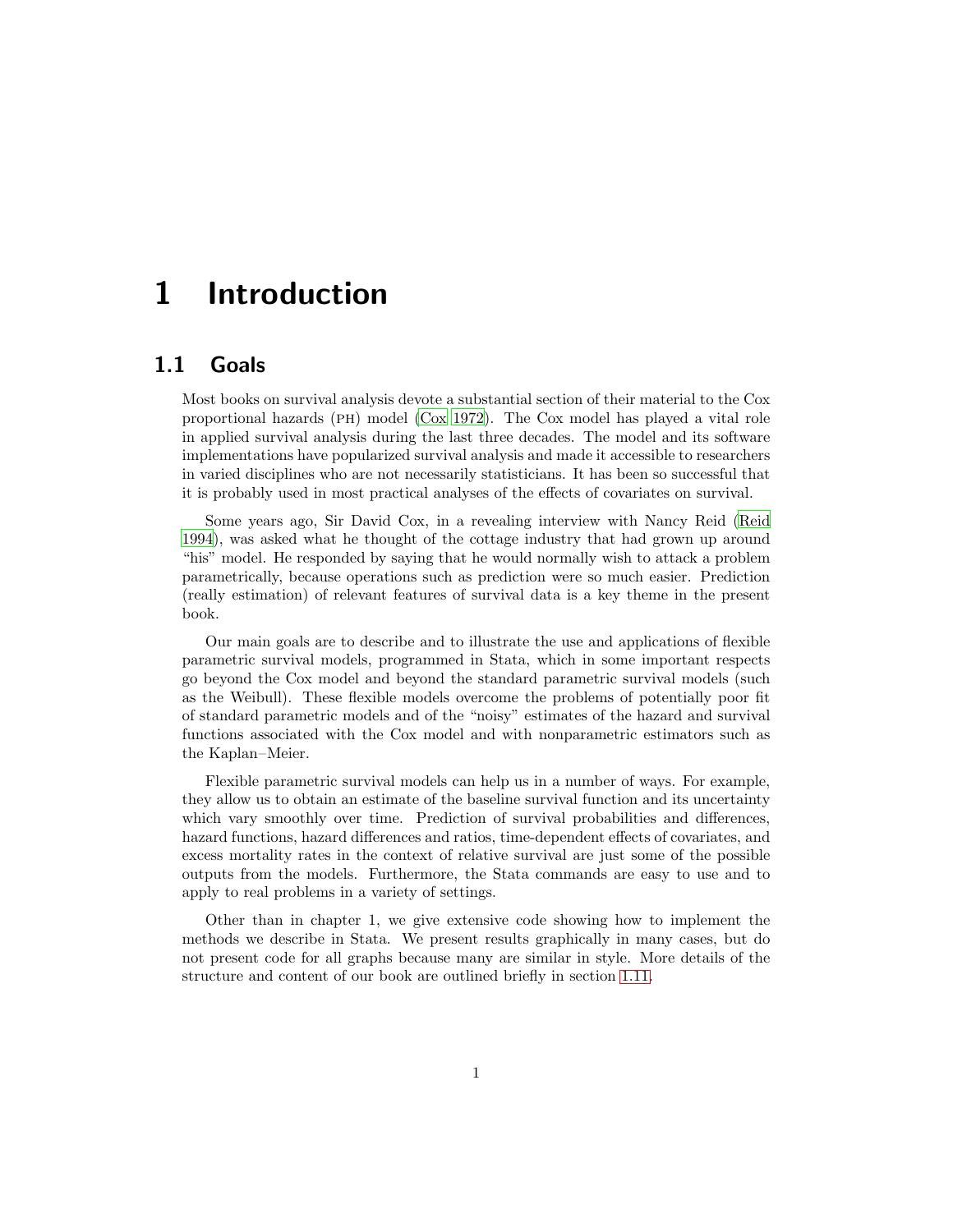# 1 Introduction

## 1.1 Goals

Most books on survival analysis devote a substantial section of their material to the Cox proportional hazards (PH) model (Cox 1972). The Cox model has played a vital role in applied survival analysis during the last three decades. The model and its software implementations have popularized survival analysis and made it accessible to researchers in varied disciplines who are not necessarily statisticians. It has been so successful that it is probably used in most practical analyses of the effects of covariates on survival.

Some years ago, Sir David Cox, in a revealing interview with Nancy Reid (Reid 1994), was asked what he thought of the cottage industry that had grown up around "his" model. He responded by saying that he would normally wish to attack a problem parametrically, because operations such as prediction were so much easier. Prediction (really estimation) of relevant features of survival data is a key theme in the present book.

Our main goals are to describe and to illustrate the use and applications of flexible parametric survival models, programmed in Stata, which in some important respects go beyond the Cox model and beyond the standard parametric survival models (such as the Weibull). These flexible models overcome the problems of potentially poor fit of standard parametric models and of the "noisy" estimates of the hazard and survival functions associated with the Cox model and with nonparametric estimators such as the Kaplan–Meier.

Flexible parametric survival models can help us in a number of ways. For example, they allow us to obtain an estimate of the baseline survival function and its uncertainty which vary smoothly over time. Prediction of survival probabilities and differences, hazard functions, hazard differences and ratios, time-dependent effects of covariates, and excess mortality rates in the context of relative survival are just some of the possible outputs from the models. Furthermore, the Stata commands are easy to use and to apply to real problems in a variety of settings.

Other than in chapter 1, we give extensive code showing how to implement the methods we describe in Stata. We present results graphically in many cases, but do not present code for all graphs because many are similar in style. More details of the structure and content of our book are outlined briefly in section 1.11.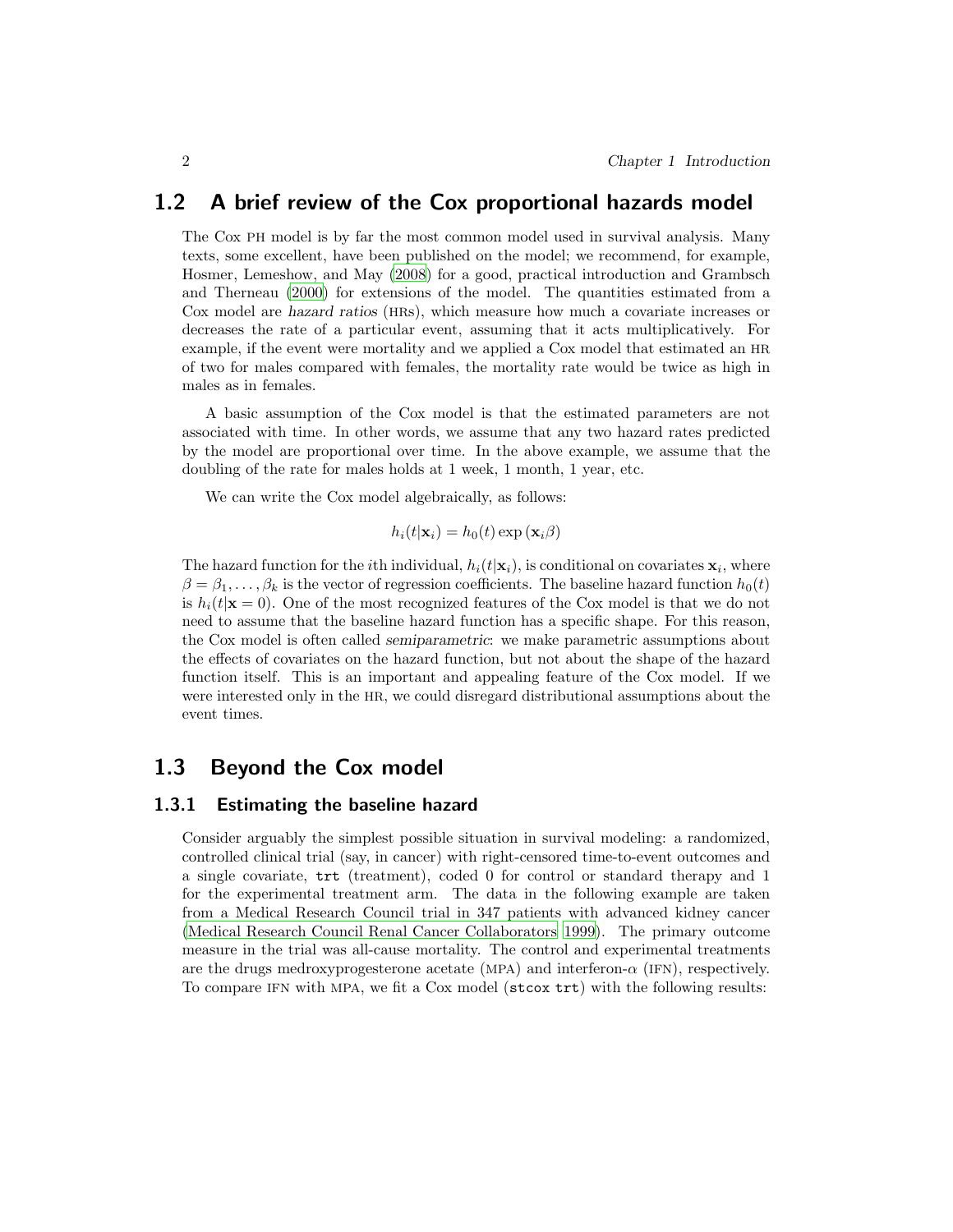## 1.2 A brief review of the Cox proportional hazards model

The Cox PH model is by far the most common model used in survival analysis. Many texts, some excellent, have been published on the model; we recommend, for example, Hosmer, Lemeshow, and May (2008) for a good, practical introduction and Grambsch and Therneau (2000) for extensions of the model. The quantities estimated from a Cox model are *hazard ratios* (HRs), which measure how much a covariate increases or decreases the rate of a particular event, assuming that it acts multiplicatively. For example, if the event were mortality and we applied a Cox model that estimated an HR of two for males compared with females, the mortality rate would be twice as high in males as in females.

A basic assumption of the Cox model is that the estimated parameters are not associated with time. In other words, we assume that any two hazard rates predicted by the model are proportional over time. In the above example, we assume that the doubling of the rate for males holds at 1 week, 1 month, 1 year, etc.

We can write the Cox model algebraically, as follows:

$$h_i(t|\mathbf{x}_i) = h_0(t) \exp(\mathbf{x}_i \beta)$$

The hazard function for the $i$th individual, $h_i(t|\mathbf{x}_i)$, is conditional on covariates $\mathbf{x}_i$, where $\beta = \beta_1, \ldots, \beta_k$ is the vector of regression coefficients. The baseline hazard function $h_0(t)$ is $h_i(t|\mathbf{x} = 0)$. One of the most recognized features of the Cox model is that we do not need to assume that the baseline hazard function has a specific shape. For this reason, the Cox model is often called *semiparametric*: we make parametric assumptions about the effects of covariates on the hazard function, but not about the shape of the hazard function itself. This is an important and appealing feature of the Cox model. If we were interested only in the HR, we could disregard distributional assumptions about the event times.

## 1.3 Beyond the Cox model

### 1.3.1 Estimating the baseline hazard

Consider arguably the simplest possible situation in survival modeling: a randomized, controlled clinical trial (say, in cancer) with right-censored time-to-event outcomes and a single covariate, `trt` (treatment), coded 0 for control or standard therapy and 1 for the experimental treatment arm. The data in the following example are taken from a Medical Research Council trial in 347 patients with advanced kidney cancer (Medical Research Council Renal Cancer Collaborators 1999). The primary outcome measure in the trial was all-cause mortality. The control and experimental treatments are the drugs medroxyprogesterone acetate (MPA) and interferon-$\alpha$ (IFN), respectively. To compare IFN with MPA, we fit a Cox model (`stcox trt`) with the following results: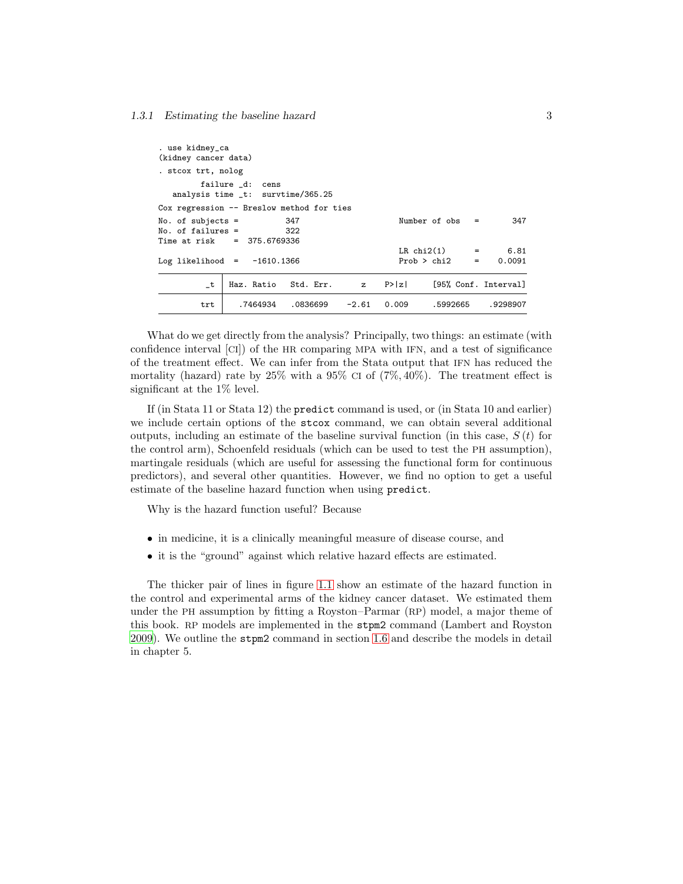```
. use kidney_ca
(kidney cancer data)
. stcox trt, nolog
         failure _d:  cens
   analysis time _t:  survtime/365.25
Cox regression -- Breslow method for ties
No. of subjects =          347                  Number of obs    =        347
No. of failures =          322
Time at risk    =  375.6769336
                                                LR chi2(1)       =       6.81
Log likelihood  =   -1610.1366                  Prob > chi2      =     0.0091

          _t   Haz. Ratio   Std. Err.      z    P>|z|     [95% Conf. Interval]

         trt     .7464934    .0836699    -2.61   0.009      .5992665    .9298907
```

What do we get directly from the analysis? Principally, two things: an estimate (with confidence interval [CI]) of the HR comparing MPA with IFN, and a test of significance of the treatment effect. We can infer from the Stata output that IFN has reduced the mortality (hazard) rate by 25% with a 95% CI of (7%, 40%). The treatment effect is significant at the 1% level.

If (in Stata 11 or Stata 12) the `predict` command is used, or (in Stata 10 and earlier) we include certain options of the `stcox` command, we can obtain several additional outputs, including an estimate of the baseline survival function (in this case, $S(t)$ for the control arm), Schoenfeld residuals (which can be used to test the PH assumption), martingale residuals (which are useful for assessing the functional form for continuous predictors), and several other quantities. However, we find no option to get a useful estimate of the baseline hazard function when using `predict`.

Why is the hazard function useful? Because

- in medicine, it is a clinically meaningful measure of disease course, and
- it is the "ground" against which relative hazard effects are estimated.

The thicker pair of lines in figure 1.1 show an estimate of the hazard function in the control and experimental arms of the kidney cancer dataset. We estimated them under the PH assumption by fitting a Royston–Parmar (RP) model, a major theme of this book. RP models are implemented in the `stpm2` command (Lambert and Royston 2009). We outline the `stpm2` command in section 1.6 and describe the models in detail in chapter 5.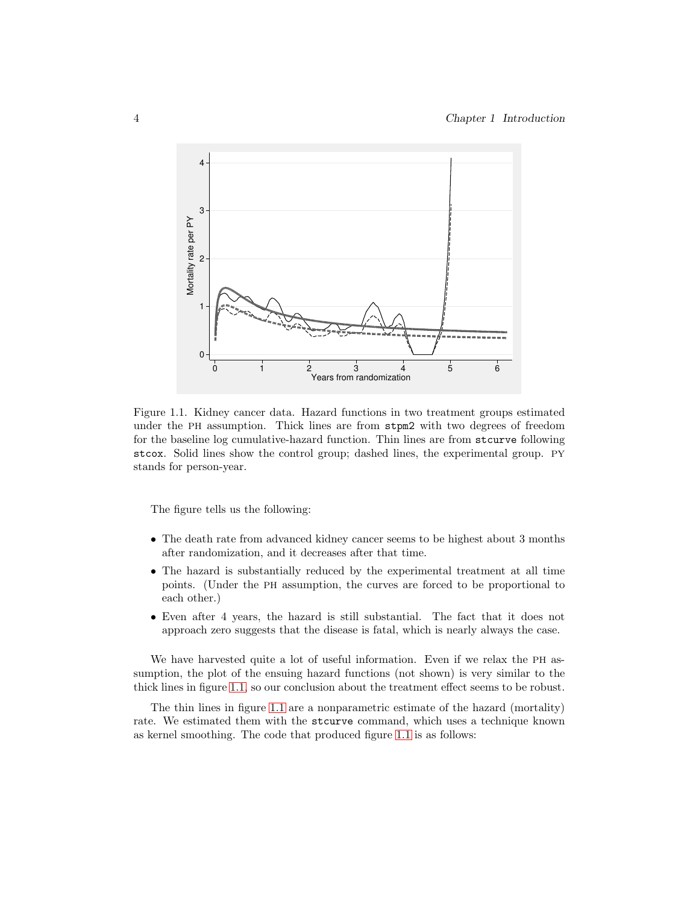Figure 1.1. Kidney cancer data. Hazard functions in two treatment groups estimated under the PH assumption. Thick lines are from `stpm2` with two degrees of freedom for the baseline log cumulative-hazard function. Thin lines are from `stcurve` following `stcox`. Solid lines show the control group; dashed lines, the experimental group. PY stands for person-year.

The figure tells us the following:

- The death rate from advanced kidney cancer seems to be highest about 3 months after randomization, and it decreases after that time.
- The hazard is substantially reduced by the experimental treatment at all time points. (Under the PH assumption, the curves are forced to be proportional to each other.)
- Even after 4 years, the hazard is still substantial. The fact that it does not approach zero suggests that the disease is fatal, which is nearly always the case.

We have harvested quite a lot of useful information. Even if we relax the PH assumption, the plot of the ensuing hazard functions (not shown) is very similar to the thick lines in figure 1.1, so our conclusion about the treatment effect seems to be robust.

The thin lines in figure 1.1 are a nonparametric estimate of the hazard (mortality) rate. We estimated them with the `stcurve` command, which uses a technique known as kernel smoothing. The code that produced figure 1.1 is as follows: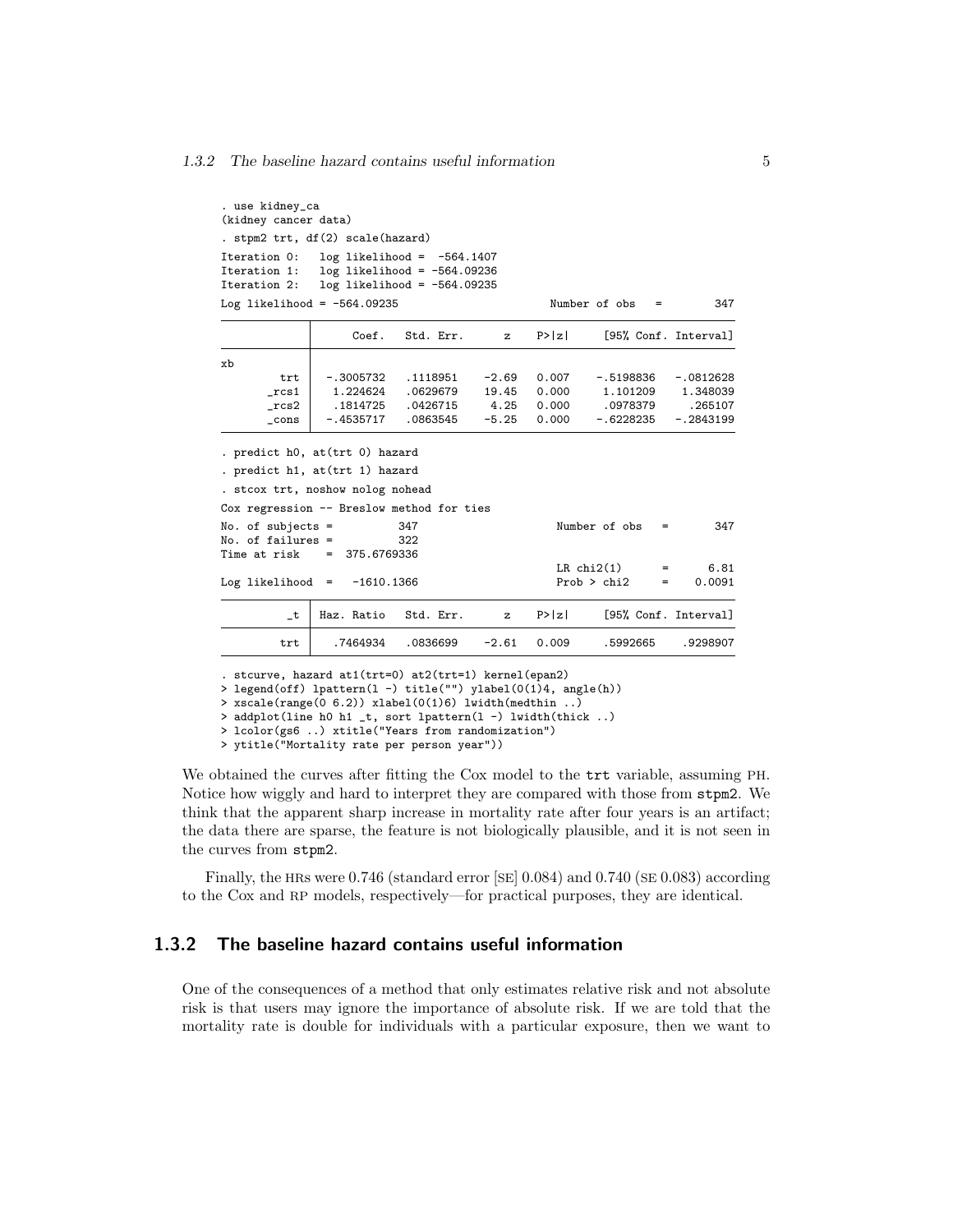```
. use kidney_ca
(kidney cancer data)
. stpm2 trt, df(2) scale(hazard)
Iteration 0:   log likelihood =  -564.1407
Iteration 1:   log likelihood = -564.09236
Iteration 2:   log likelihood = -564.09235
Log likelihood = -564.09235                       Number of obs   =        347

------------------------------------------------------------------------------
             |      Coef.   Std. Err.      z    P>|z|     [95% Conf. Interval]
-------------+----------------------------------------------------------------
xb           |
         trt |  -.3005732   .1118951    -2.69   0.007    -.5198836   -.0812628
       _rcs1 |   1.224624   .0629679    19.45   0.000     1.101209    1.348039
       _rcs2 |   .1814725   .0426715     4.25   0.000     .0978379     .265107
       _cons |  -.4535717   .0863545    -5.25   0.000    -.6228235   -.2843199
------------------------------------------------------------------------------
. predict h0, at(trt 0) hazard
. predict h1, at(trt 1) hazard
. stcox trt, noshow nolog nohead
Cox regression -- Breslow method for ties
No. of subjects =          347                     Number of obs   =        347
No. of failures =          322
Time at risk    =  375.6769336
                                                   LR chi2(1)      =       6.81
Log likelihood  =   -1610.1366                     Prob > chi2     =     0.0091

------------------------------------------------------------------------------
          _t | Haz. Ratio   Std. Err.      z    P>|z|     [95% Conf. Interval]
-------------+----------------------------------------------------------------
         trt |   .7464934   .0836699    -2.61   0.009     .5992665    .9298907
------------------------------------------------------------------------------
. stcurve, hazard at1(trt=0) at2(trt=1) kernel(epan2)
> legend(off) lpattern(l -) title("") ylabel(0(1)4, angle(h))
> xscale(range(0 6.2)) xlabel(0(1)6) lwidth(medthin ..)
> addplot(line h0 h1 _t, sort lpattern(l -) lwidth(thick ..)
> lcolor(gs6 ..) xtitle("Years from randomization")
> ytitle("Mortality rate per person year"))
```

We obtained the curves after fitting the Cox model to the trt variable, assuming PH. Notice how wiggly and hard to interpret they are compared with those from stpm2. We think that the apparent sharp increase in mortality rate after four years is an artifact; the data there are sparse, the feature is not biologically plausible, and it is not seen in the curves from stpm2.

Finally, the HRs were 0.746 (standard error [SE] 0.084) and 0.740 (SE 0.083) according to the Cox and RP models, respectively—for practical purposes, they are identical.

### 1.3.2 The baseline hazard contains useful information

One of the consequences of a method that only estimates relative risk and not absolute risk is that users may ignore the importance of absolute risk. If we are told that the mortality rate is double for individuals with a particular exposure, then we want to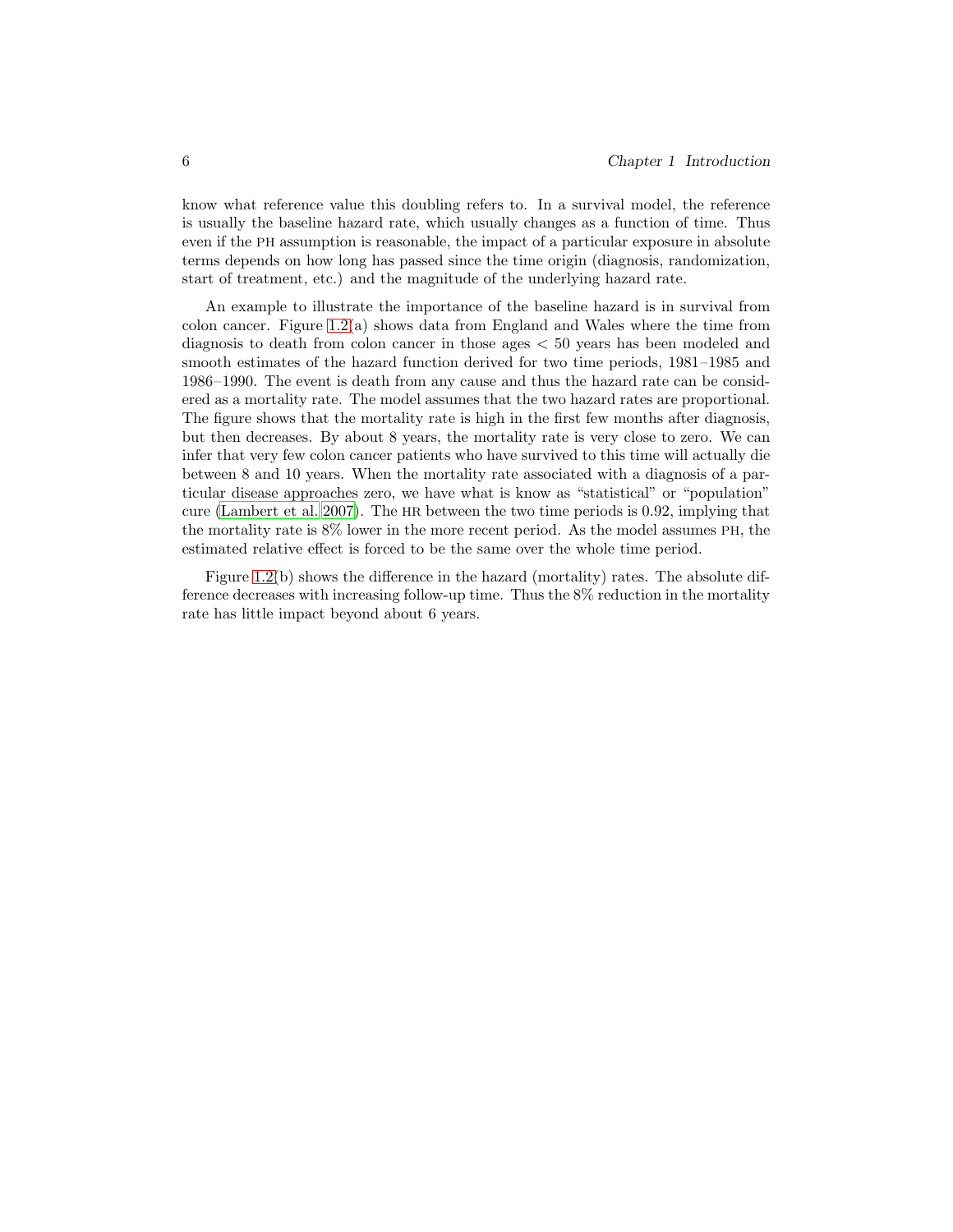know what reference value this doubling refers to. In a survival model, the reference is usually the baseline hazard rate, which usually changes as a function of time. Thus even if the PH assumption is reasonable, the impact of a particular exposure in absolute terms depends on how long has passed since the time origin (diagnosis, randomization, start of treatment, etc.) and the magnitude of the underlying hazard rate.

An example to illustrate the importance of the baseline hazard is in survival from colon cancer. Figure 1.2(a) shows data from England and Wales where the time from diagnosis to death from colon cancer in those ages $< 50$ years has been modeled and smooth estimates of the hazard function derived for two time periods, 1981–1985 and 1986–1990. The event is death from any cause and thus the hazard rate can be considered as a mortality rate. The model assumes that the two hazard rates are proportional. The figure shows that the mortality rate is high in the first few months after diagnosis, but then decreases. By about 8 years, the mortality rate is very close to zero. We can infer that very few colon cancer patients who have survived to this time will actually die between 8 and 10 years. When the mortality rate associated with a diagnosis of a particular disease approaches zero, we have what is know as "statistical" or "population" cure (Lambert et al. 2007). The HR between the two time periods is 0.92, implying that the mortality rate is 8% lower in the more recent period. As the model assumes PH, the estimated relative effect is forced to be the same over the whole time period.

Figure 1.2(b) shows the difference in the hazard (mortality) rates. The absolute difference decreases with increasing follow-up time. Thus the 8% reduction in the mortality rate has little impact beyond about 6 years.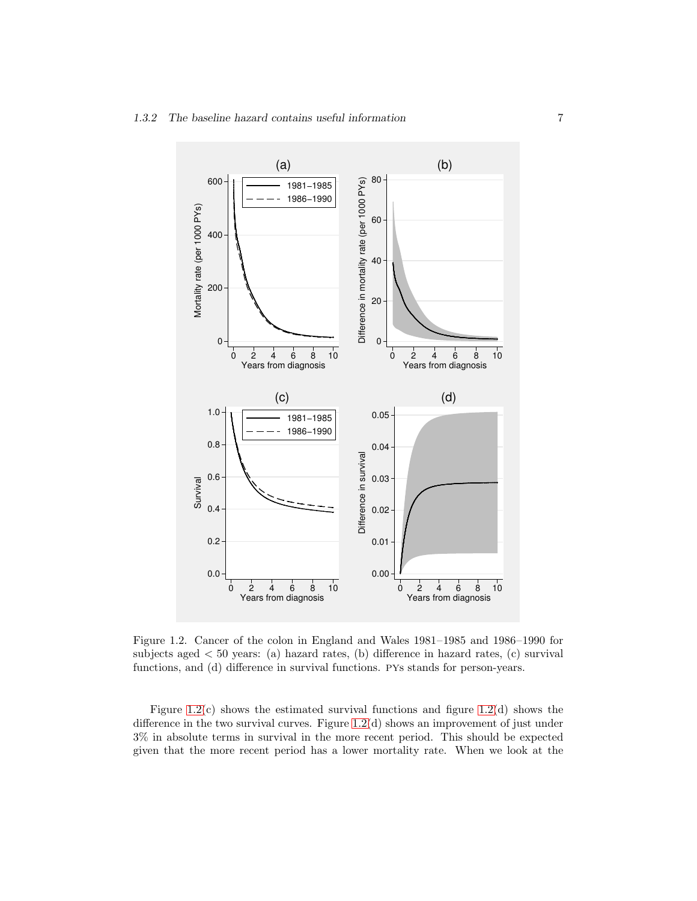Figure 1.2. Cancer of the colon in England and Wales 1981–1985 and 1986–1990 for subjects aged < 50 years: (a) hazard rates, (b) difference in hazard rates, (c) survival functions, and (d) difference in survival functions. PYs stands for person-years.

Figure 1.2(c) shows the estimated survival functions and figure 1.2(d) shows the difference in the two survival curves. Figure 1.2(d) shows an improvement of just under 3% in absolute terms in survival in the more recent period. This should be expected given that the more recent period has a lower mortality rate. When we look at the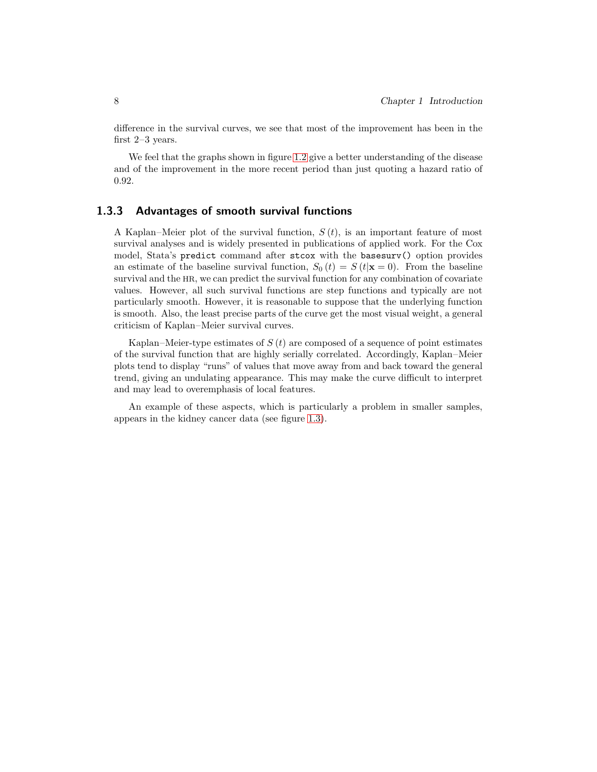difference in the survival curves, we see that most of the improvement has been in the first 2–3 years.

We feel that the graphs shown in figure 1.2 give a better understanding of the disease and of the improvement in the more recent period than just quoting a hazard ratio of 0.92.

### 1.3.3 Advantages of smooth survival functions

A Kaplan–Meier plot of the survival function, $S(t)$, is an important feature of most survival analyses and is widely presented in publications of applied work. For the Cox model, Stata's `predict` command after `stcox` with the `basesurv()` option provides an estimate of the baseline survival function, $S_0(t) = S(t|\mathbf{x} = 0)$. From the baseline survival and the HR, we can predict the survival function for any combination of covariate values. However, all such survival functions are step functions and typically are not particularly smooth. However, it is reasonable to suppose that the underlying function is smooth. Also, the least precise parts of the curve get the most visual weight, a general criticism of Kaplan–Meier survival curves.

Kaplan–Meier-type estimates of $S(t)$ are composed of a sequence of point estimates of the survival function that are highly serially correlated. Accordingly, Kaplan–Meier plots tend to display "runs" of values that move away from and back toward the general trend, giving an undulating appearance. This may make the curve difficult to interpret and may lead to overemphasis of local features.

An example of these aspects, which is particularly a problem in smaller samples, appears in the kidney cancer data (see figure 1.3).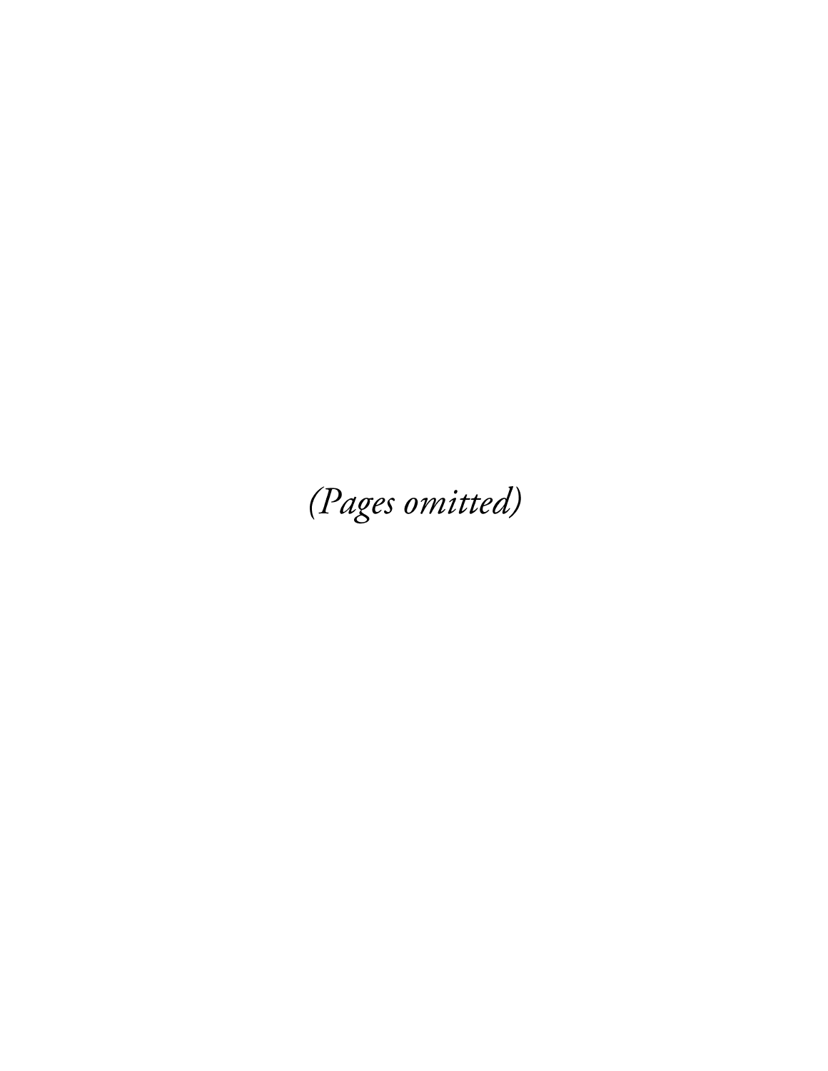*(Pages omitted)*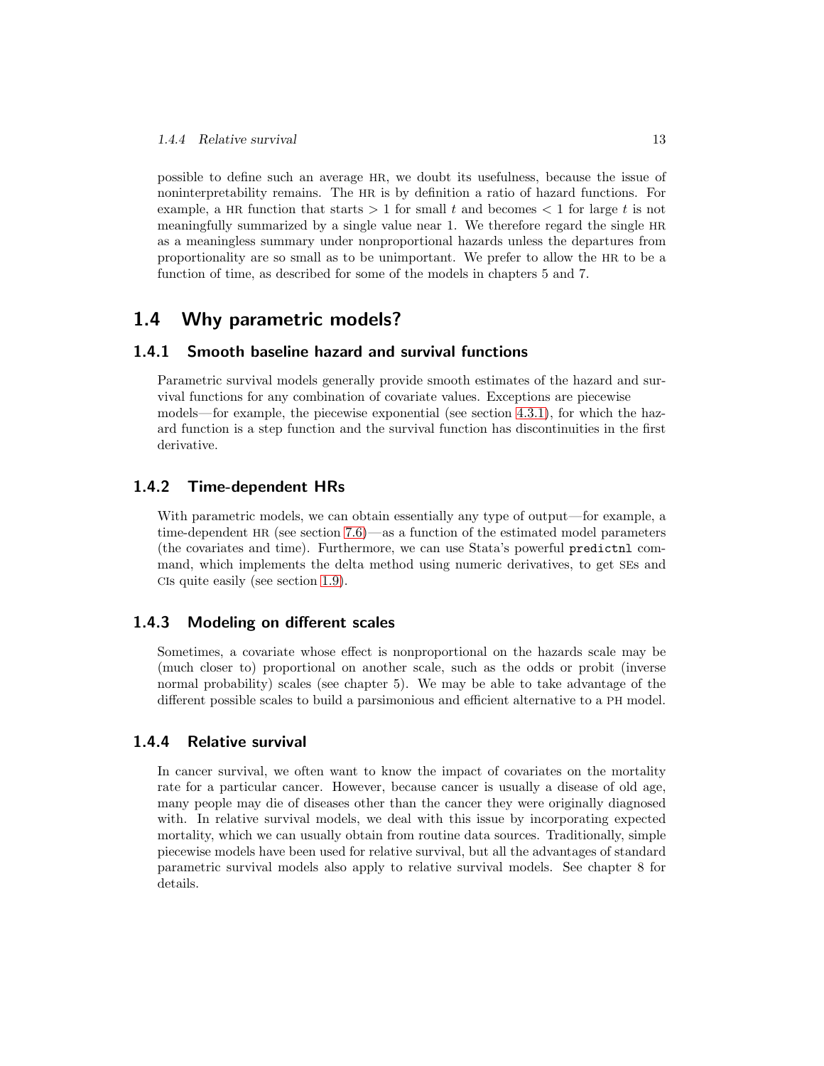possible to define such an average HR, we doubt its usefulness, because the issue of noninterpretability remains. The HR is by definition a ratio of hazard functions. For example, a HR function that starts $> 1$ for small $t$ and becomes $< 1$ for large $t$ is not meaningfully summarized by a single value near 1. We therefore regard the single HR as a meaningless summary under nonproportional hazards unless the departures from proportionality are so small as to be unimportant. We prefer to allow the HR to be a function of time, as described for some of the models in chapters 5 and 7.

## 1.4 Why parametric models?

### 1.4.1 Smooth baseline hazard and survival functions

Parametric survival models generally provide smooth estimates of the hazard and survival functions for any combination of covariate values. Exceptions are piecewise models—for example, the piecewise exponential (see section 4.3.1), for which the hazard function is a step function and the survival function has discontinuities in the first derivative.

### 1.4.2 Time-dependent HRs

With parametric models, we can obtain essentially any type of output—for example, a time-dependent HR (see section 7.6)—as a function of the estimated model parameters (the covariates and time). Furthermore, we can use Stata's powerful `predictnl` command, which implements the delta method using numeric derivatives, to get SEs and CIs quite easily (see section 1.9).

### 1.4.3 Modeling on different scales

Sometimes, a covariate whose effect is nonproportional on the hazards scale may be (much closer to) proportional on another scale, such as the odds or probit (inverse normal probability) scales (see chapter 5). We may be able to take advantage of the different possible scales to build a parsimonious and efficient alternative to a PH model.

### 1.4.4 Relative survival

In cancer survival, we often want to know the impact of covariates on the mortality rate for a particular cancer. However, because cancer is usually a disease of old age, many people may die of diseases other than the cancer they were originally diagnosed with. In relative survival models, we deal with this issue by incorporating expected mortality, which we can usually obtain from routine data sources. Traditionally, simple piecewise models have been used for relative survival, but all the advantages of standard parametric survival models also apply to relative survival models. See chapter 8 for details.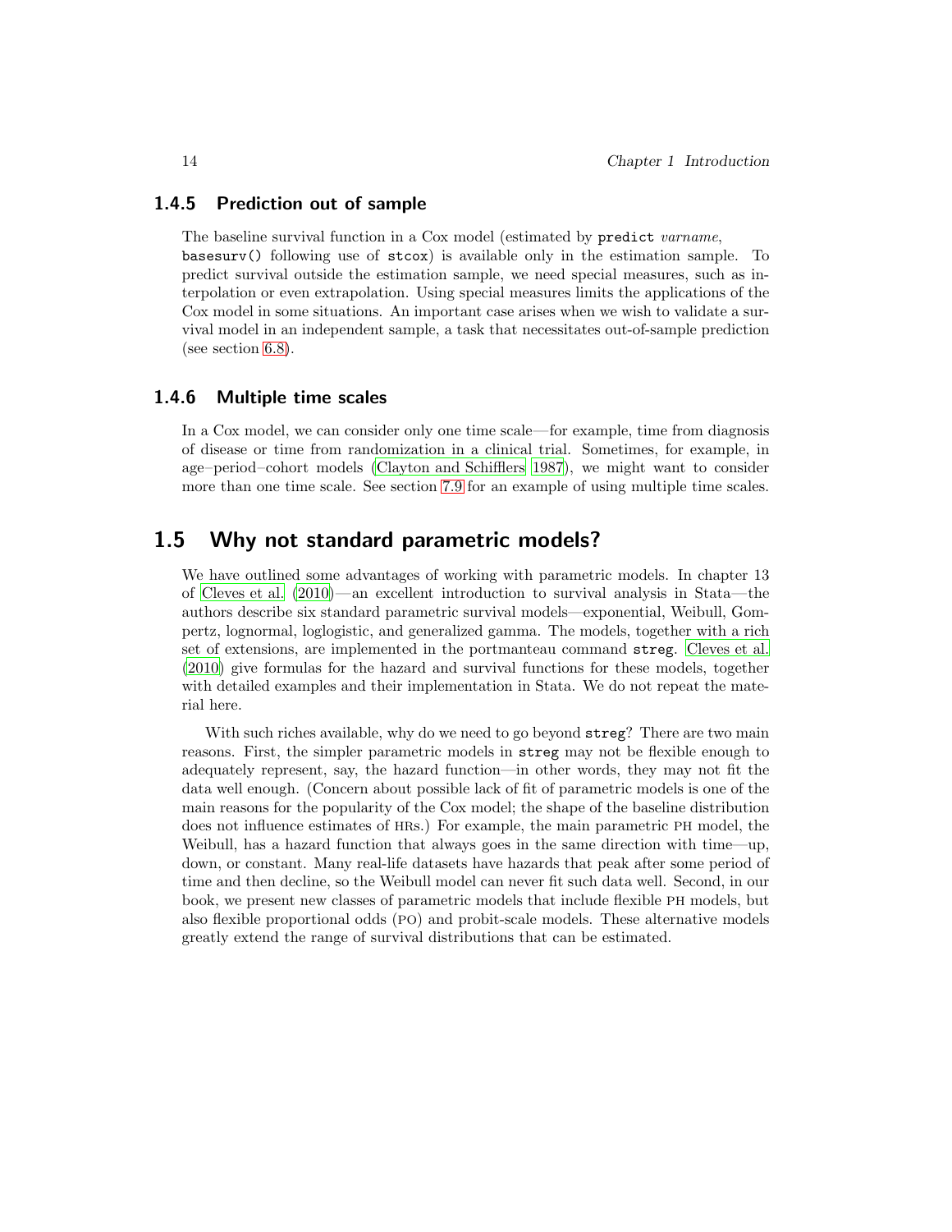### 1.4.5 Prediction out of sample

The baseline survival function in a Cox model (estimated by `predict` *varname*, `basesurv()` following use of `stcox`) is available only in the estimation sample. To predict survival outside the estimation sample, we need special measures, such as interpolation or even extrapolation. Using special measures limits the applications of the Cox model in some situations. An important case arises when we wish to validate a survival model in an independent sample, a task that necessitates out-of-sample prediction (see section 6.8).

### 1.4.6 Multiple time scales

In a Cox model, we can consider only one time scale—for example, time from diagnosis of disease or time from randomization in a clinical trial. Sometimes, for example, in age–period–cohort models (Clayton and Schifflers 1987), we might want to consider more than one time scale. See section 7.9 for an example of using multiple time scales.

## 1.5 Why not standard parametric models?

We have outlined some advantages of working with parametric models. In chapter 13 of Cleves et al. (2010)—an excellent introduction to survival analysis in Stata—the authors describe six standard parametric survival models—exponential, Weibull, Gompertz, lognormal, loglogistic, and generalized gamma. The models, together with a rich set of extensions, are implemented in the portmanteau command `streg`. Cleves et al. (2010) give formulas for the hazard and survival functions for these models, together with detailed examples and their implementation in Stata. We do not repeat the material here.

With such riches available, why do we need to go beyond `streg`? There are two main reasons. First, the simpler parametric models in `streg` may not be flexible enough to adequately represent, say, the hazard function—in other words, they may not fit the data well enough. (Concern about possible lack of fit of parametric models is one of the main reasons for the popularity of the Cox model; the shape of the baseline distribution does not influence estimates of HRs.) For example, the main parametric PH model, the Weibull, has a hazard function that always goes in the same direction with time—up, down, or constant. Many real-life datasets have hazards that peak after some period of time and then decline, so the Weibull model can never fit such data well. Second, in our book, we present new classes of parametric models that include flexible PH models, but also flexible proportional odds (PO) and probit-scale models. These alternative models greatly extend the range of survival distributions that can be estimated.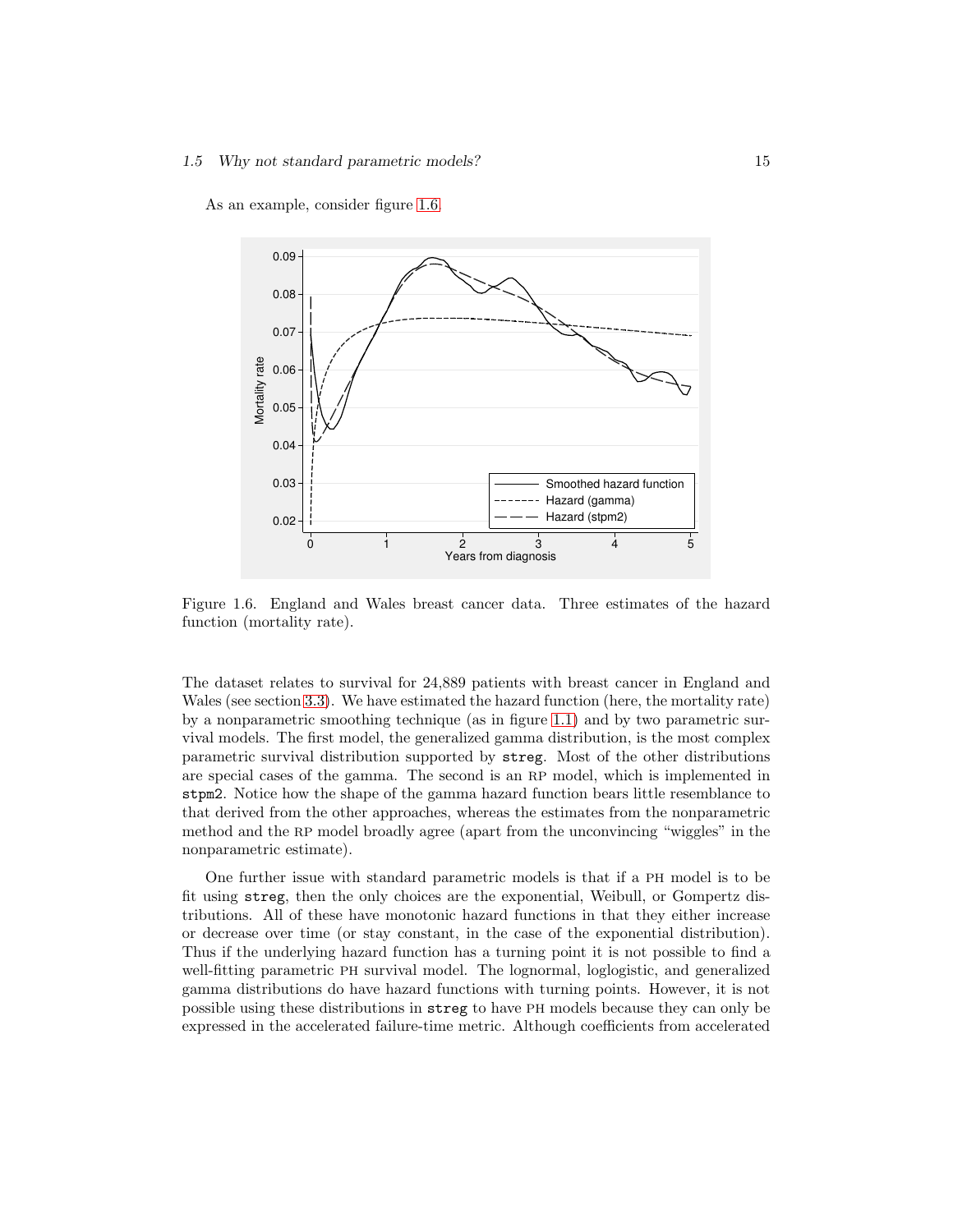As an example, consider figure 1.6.

0.09
0.08
0.07
0.06
0.05
0.04
0.03
0.02
Mortality rate
0
1
2
3
4
5
Years from diagnosis
Smoothed hazard function
Hazard (gamma)
Hazard (stpm2)

Figure 1.6. England and Wales breast cancer data. Three estimates of the hazard function (mortality rate).

The dataset relates to survival for 24,889 patients with breast cancer in England and Wales (see section 3.3). We have estimated the hazard function (here, the mortality rate) by a nonparametric smoothing technique (as in figure 1.1) and by two parametric survival models. The first model, the generalized gamma distribution, is the most complex parametric survival distribution supported by `streg`. Most of the other distributions are special cases of the gamma. The second is an RP model, which is implemented in `stpm2`. Notice how the shape of the gamma hazard function bears little resemblance to that derived from the other approaches, whereas the estimates from the nonparametric method and the RP model broadly agree (apart from the unconvincing "wiggles" in the nonparametric estimate).

One further issue with standard parametric models is that if a PH model is to be fit using `streg`, then the only choices are the exponential, Weibull, or Gompertz distributions. All of these have monotonic hazard functions in that they either increase or decrease over time (or stay constant, in the case of the exponential distribution). Thus if the underlying hazard function has a turning point it is not possible to find a well-fitting parametric PH survival model. The lognormal, loglogistic, and generalized gamma distributions do have hazard functions with turning points. However, it is not possible using these distributions in `streg` to have PH models because they can only be expressed in the accelerated failure-time metric. Although coefficients from accelerated